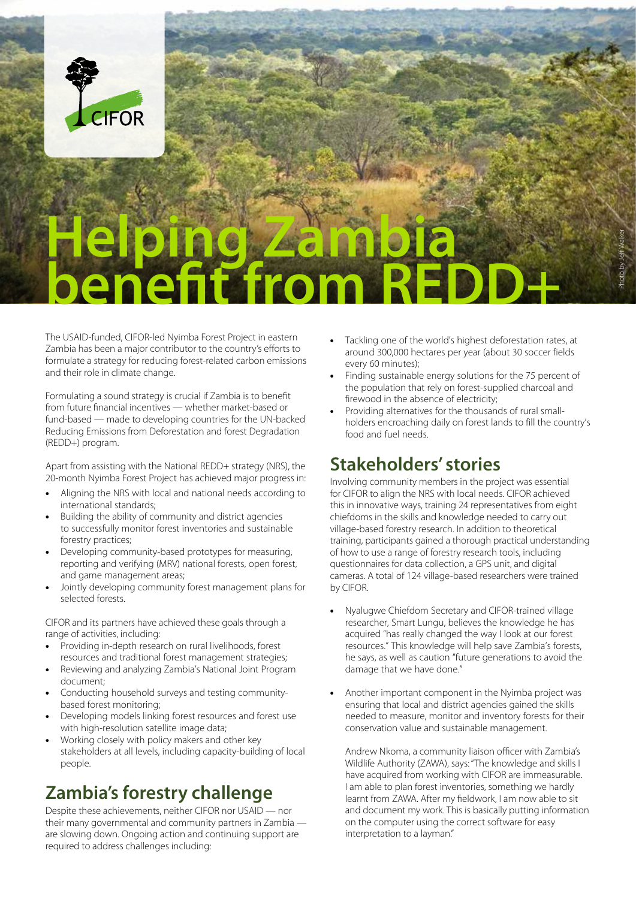# Helping Zambia benefit from REDD+

Photo by Jeff Walker

The USAID-funded, CIFOR-led Nyimba Forest Project in eastern Zambia has been a major contributor to the country's efforts to formulate a strategy for reducing forest-related carbon emissions and their role in climate change.

Formulating a sound strategy is crucial if Zambia is to benefit from future financial incentives — whether market-based or fund-based — made to developing countries for the UN-backed Reducing Emissions from Deforestation and forest Degradation (REDD+) program.

Apart from assisting with the National REDD+ strategy (NRS), the 20-month Nyimba Forest Project has achieved major progress in:

- Aligning the NRS with local and national needs according to international standards;
- Building the ability of community and district agencies to successfully monitor forest inventories and sustainable forestry practices;
- Developing community-based prototypes for measuring, reporting and verifying (MRV) national forests, open forest, and game management areas;
- Jointly developing community forest management plans for selected forests.

CIFOR and its partners have achieved these goals through a range of activities, including:

- Providing in-depth research on rural livelihoods, forest resources and traditional forest management strategies;
- Reviewing and analyzing Zambia's National Joint Program document;
- Conducting household surveys and testing community-based forest monitoring;
- Developing models linking forest resources and forest use with high-resolution satellite image data;
- Working closely with policy makers and other key stakeholders at all levels, including capacity-building of local people.

## Zambia's forestry challenge

Despite these achievements, neither CIFOR nor USAID — nor their many governmental and community partners in Zambia — are slowing down. Ongoing action and continuing support are required to address challenges including:

- Tackling one of the world's highest deforestation rates, at around 300,000 hectares per year (about 30 soccer fields every 60 minutes);
- Finding sustainable energy solutions for the 75 percent of the population that rely on forest-supplied charcoal and firewood in the absence of electricity;
- Providing alternatives for the thousands of rural small-holders encroaching daily on forest lands to fill the country's food and fuel needs.

## Stakeholders' stories

Involving community members in the project was essential for CIFOR to align the NRS with local needs. CIFOR achieved this in innovative ways, training 24 representatives from eight chiefdoms in the skills and knowledge needed to carry out village-based forestry research. In addition to theoretical training, participants gained a thorough practical understanding of how to use a range of forestry research tools, including questionnaires for data collection, a GPS unit, and digital cameras. A total of 124 village-based researchers were trained by CIFOR.

- Nyalugwe Chiefdom Secretary and CIFOR-trained village researcher, Smart Lungu, believes the knowledge he has acquired "has really changed the way I look at our forest resources." This knowledge will help save Zambia's forests, he says, as well as caution "future generations to avoid the damage that we have done."

- Another important component in the Nyimba project was ensuring that local and district agencies gained the skills needed to measure, monitor and inventory forests for their conservation value and sustainable management.

  Andrew Nkoma, a community liaison officer with Zambia's Wildlife Authority (ZAWA), says: "The knowledge and skills I have acquired from working with CIFOR are immeasurable. I am able to plan forest inventories, something we hardly learnt from ZAWA. After my fieldwork, I am now able to sit and document my work. This is basically putting information on the computer using the correct software for easy interpretation to a layman."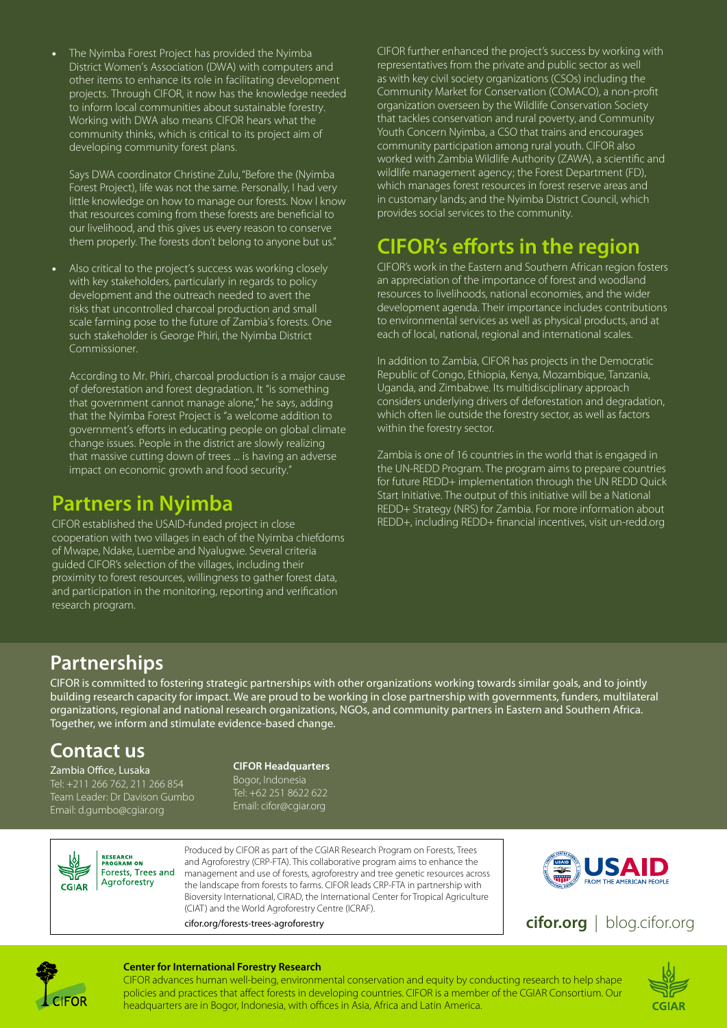- The Nyimba Forest Project has provided the Nyimba District Women's Association (DWA) with computers and other items to enhance its role in facilitating development projects. Through CIFOR, it now has the knowledge needed to inform local communities about sustainable forestry. Working with DWA also means CIFOR hears what the community thinks, which is critical to its project aim of developing community forest plans.

  Says DWA coordinator Christine Zulu, "Before the (Nyimba Forest Project), life was not the same. Personally, I had very little knowledge on how to manage our forests. Now I know that resources coming from these forests are beneficial to our livelihood, and this gives us every reason to conserve them properly. The forests don't belong to anyone but us."

- Also critical to the project's success was working closely with key stakeholders, particularly in regards to policy development and the outreach needed to avert the risks that uncontrolled charcoal production and small scale farming pose to the future of Zambia's forests. One such stakeholder is George Phiri, the Nyimba District Commissioner.

  According to Mr. Phiri, charcoal production is a major cause of deforestation and forest degradation. It "is something that government cannot manage alone," he says, adding that the Nyimba Forest Project is "a welcome addition to government's efforts in educating people on global climate change issues. People in the district are slowly realizing that massive cutting down of trees ... is having an adverse impact on economic growth and food security."

## Partners in Nyimba

CIFOR established the USAID-funded project in close cooperation with two villages in each of the Nyimba chiefdoms of Mwape, Ndake, Luembe and Nyalugwe. Several criteria guided CIFOR's selection of the villages, including their proximity to forest resources, willingness to gather forest data, and participation in the monitoring, reporting and verification research program.

CIFOR further enhanced the project's success by working with representatives from the private and public sector as well as with key civil society organizations (CSOs) including the Community Market for Conservation (COMACO), a non-profit organization overseen by the Wildlife Conservation Society that tackles conservation and rural poverty, and Community Youth Concern Nyimba, a CSO that trains and encourages community participation among rural youth. CIFOR also worked with Zambia Wildlife Authority (ZAWA), a scientific and wildlife management agency; the Forest Department (FD), which manages forest resources in forest reserve areas and in customary lands; and the Nyimba District Council, which provides social services to the community.

## CIFOR's efforts in the region

CIFOR's work in the Eastern and Southern African region fosters an appreciation of the importance of forest and woodland resources to livelihoods, national economies, and the wider development agenda. Their importance includes contributions to environmental services as well as physical products, and at each of local, national, regional and international scales.

In addition to Zambia, CIFOR has projects in the Democratic Republic of Congo, Ethiopia, Kenya, Mozambique, Tanzania, Uganda, and Zimbabwe. Its multidisciplinary approach considers underlying drivers of deforestation and degradation, which often lie outside the forestry sector, as well as factors within the forestry sector.

Zambia is one of 16 countries in the world that is engaged in the UN-REDD Program. The program aims to prepare countries for future REDD+ implementation through the UN REDD Quick Start Initiative. The output of this initiative will be a National REDD+ Strategy (NRS) for Zambia. For more information about REDD+, including REDD+ financial incentives, visit un-redd.org

## Partnerships

CIFOR is committed to fostering strategic partnerships with other organizations working towards similar goals, and to jointly building research capacity for impact. We are proud to be working in close partnership with governments, funders, multilateral organizations, regional and national research organizations, NGOs, and community partners in Eastern and Southern Africa. Together, we inform and stimulate evidence-based change.

## Contact us

**Zambia Office, Lusaka**
Tel: +211 266 762, 211 266 854
Team Leader: Dr Davison Gumbo
Email: d.gumbo@cgiar.org

**CIFOR Headquarters**
Bogor, Indonesia
Tel: +62 251 8622 622
Email: cifor@cgiar.org

RESEARCH PROGRAM ON Forests, Trees and Agroforestry

Produced by CIFOR as part of the CGIAR Research Program on Forests, Trees and Agroforestry (CRP-FTA). This collaborative program aims to enhance the management and use of forests, agroforestry and tree genetic resources across the landscape from forests to farms. CIFOR leads CRP-FTA in partnership with Bioversity International, CIRAD, the International Center for Tropical Agriculture (CIAT) and the World Agroforestry Centre (ICRAF).

cifor.org/forests-trees-agroforestry

USAID FROM THE AMERICAN PEOPLE

**cifor.org** | blog.cifor.org

**Center for International Forestry Research**

CIFOR advances human well-being, environmental conservation and equity by conducting research to help shape policies and practices that affect forests in developing countries. CIFOR is a member of the CGIAR Consortium. Our headquarters are in Bogor, Indonesia, with offices in Asia, Africa and Latin America.